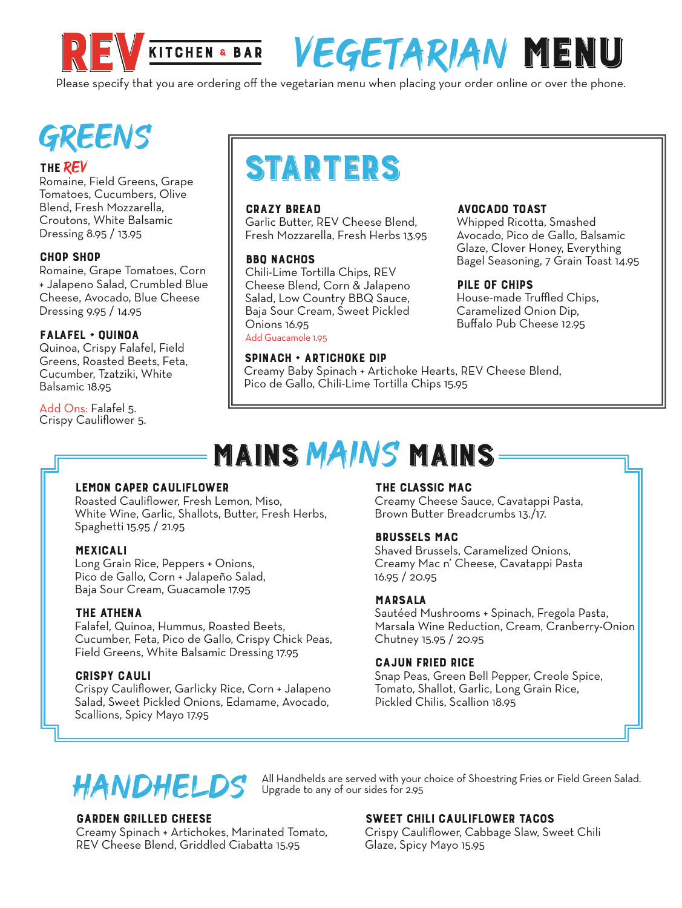# REV KITCHEN & BAR VEGETARIAN MENU

Please specify that you are ordering off the vegetarian menu when placing your order online or over the phone.

## GREENS

**THE REV**
Romaine, Field Greens, Grape Tomatoes, Cucumbers, Olive Blend, Fresh Mozzarella, Croutons, White Balsamic Dressing 8.95 / 13.95

**CHOP SHOP**
Romaine, Grape Tomatoes, Corn + Jalapeno Salad, Crumbled Blue Cheese, Avocado, Blue Cheese Dressing 9.95 / 14.95

**FALAFEL + QUINOA**
Quinoa, Crispy Falafel, Field Greens, Roasted Beets, Feta, Cucumber, Tzatziki, White Balsamic 18.95

Add Ons: Falafel 5.
Crispy Cauliflower 5.

## STARTERS

**CRAZY BREAD**
Garlic Butter, REV Cheese Blend, Fresh Mozzarella, Fresh Herbs 13.95

**BBQ NACHOS**
Chili-Lime Tortilla Chips, REV Cheese Blend, Corn & Jalapeno Salad, Low Country BBQ Sauce, Baja Sour Cream, Sweet Pickled Onions 16.95
Add Guacamole 1.95

**AVOCADO TOAST**
Whipped Ricotta, Smashed Avocado, Pico de Gallo, Balsamic Glaze, Clover Honey, Everything Bagel Seasoning, 7 Grain Toast 14.95

**PILE OF CHIPS**
House-made Truffled Chips, Caramelized Onion Dip, Buffalo Pub Cheese 12.95

**SPINACH + ARTICHOKE DIP**
Creamy Baby Spinach + Artichoke Hearts, REV Cheese Blend, Pico de Gallo, Chili-Lime Tortilla Chips 15.95

## MAINS MAINS MAINS

**LEMON CAPER CAULIFLOWER**
Roasted Cauliflower, Fresh Lemon, Miso, White Wine, Garlic, Shallots, Butter, Fresh Herbs, Spaghetti 15.95 / 21.95

**MEXICALI**
Long Grain Rice, Peppers + Onions, Pico de Gallo, Corn + Jalapeño Salad, Baja Sour Cream, Guacamole 17.95

**THE ATHENA**
Falafel, Quinoa, Hummus, Roasted Beets, Cucumber, Feta, Pico de Gallo, Crispy Chick Peas, Field Greens, White Balsamic Dressing 17.95

**CRISPY CAULI**
Crispy Cauliflower, Garlicky Rice, Corn + Jalapeno Salad, Sweet Pickled Onions, Edamame, Avocado, Scallions, Spicy Mayo 17.95

**THE CLASSIC MAC**
Creamy Cheese Sauce, Cavatappi Pasta, Brown Butter Breadcrumbs 13./17.

**BRUSSELS MAC**
Shaved Brussels, Caramelized Onions, Creamy Mac n' Cheese, Cavatappi Pasta 16.95 / 20.95

**MARSALA**
Sautéed Mushrooms + Spinach, Fregola Pasta, Marsala Wine Reduction, Cream, Cranberry-Onion Chutney 15.95 / 20.95

**CAJUN FRIED RICE**
Snap Peas, Green Bell Pepper, Creole Spice, Tomato, Shallot, Garlic, Long Grain Rice, Pickled Chilis, Scallion 18.95

## HANDHELDS

All Handhelds are served with your choice of Shoestring Fries or Field Green Salad. Upgrade to any of our sides for 2.95

**GARDEN GRILLED CHEESE**
Creamy Spinach + Artichokes, Marinated Tomato, REV Cheese Blend, Griddled Ciabatta 15.95

**SWEET CHILI CAULIFLOWER TACOS**
Crispy Cauliflower, Cabbage Slaw, Sweet Chili Glaze, Spicy Mayo 15.95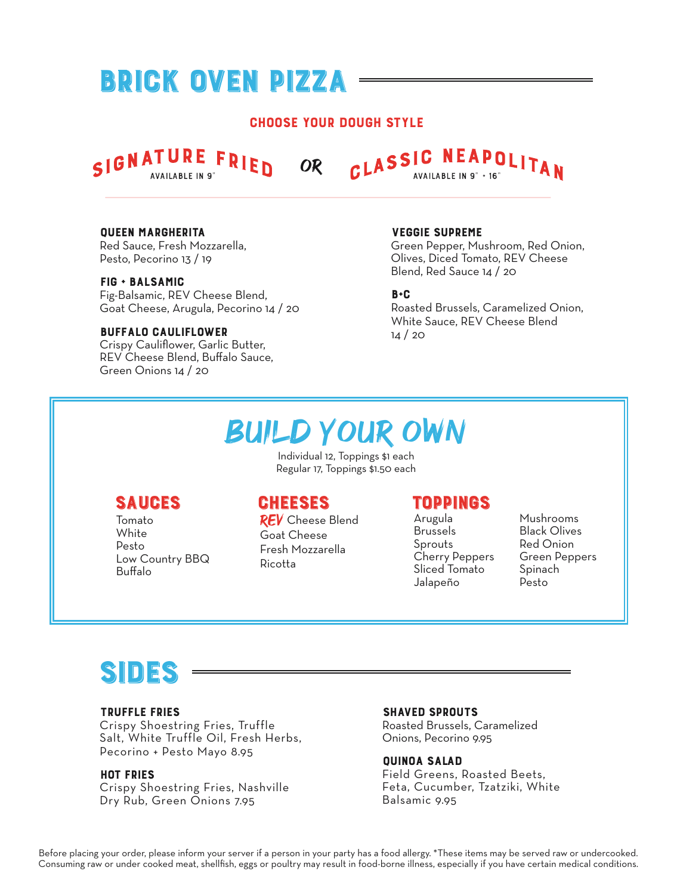# BRICK OVEN PIZZA

**CHOOSE YOUR DOUGH STYLE**

**SIGNATURE FRIED** — AVAILABLE IN 9"

*OR*

**CLASSIC NEAPOLITAN** — AVAILABLE IN 9" + 16"

### QUEEN MARGHERITA
Red Sauce, Fresh Mozzarella, Pesto, Pecorino 13 / 19

### FIG + BALSAMIC
Fig-Balsamic, REV Cheese Blend, Goat Cheese, Arugula, Pecorino 14 / 20

### BUFFALO CAULIFLOWER
Crispy Cauliflower, Garlic Butter, REV Cheese Blend, Buffalo Sauce, Green Onions 14 / 20

### VEGGIE SUPREME
Green Pepper, Mushroom, Red Onion, Olives, Diced Tomato, REV Cheese Blend, Red Sauce 14 / 20

### B+C
Roasted Brussels, Caramelized Onion, White Sauce, REV Cheese Blend 14 / 20

## BUILD YOUR OWN

Individual 12, Toppings $1 each
Regular 17, Toppings $1.50 each

### SAUCES
Tomato
White
Pesto
Low Country BBQ
Buffalo

### CHEESES
*REV* Cheese Blend
Goat Cheese
Fresh Mozzarella
Ricotta

### TOPPINGS
Arugula
Brussels Sprouts
Cherry Peppers
Sliced Tomato
Jalapeño
Mushrooms
Black Olives
Red Onion
Green Peppers
Spinach
Pesto

# SIDES

### TRUFFLE FRIES
Crispy Shoestring Fries, Truffle Salt, White Truffle Oil, Fresh Herbs, Pecorino + Pesto Mayo 8.95

### HOT FRIES
Crispy Shoestring Fries, Nashville Dry Rub, Green Onions 7.95

### SHAVED SPROUTS
Roasted Brussels, Caramelized Onions, Pecorino 9.95

### QUINOA SALAD
Field Greens, Roasted Beets, Feta, Cucumber, Tzatziki, White Balsamic 9.95

Before placing your order, please inform your server if a person in your party has a food allergy. *These items may be served raw or undercooked. Consuming raw or under cooked meat, shellfish, eggs or poultry may result in food-borne illness, especially if you have certain medical conditions.